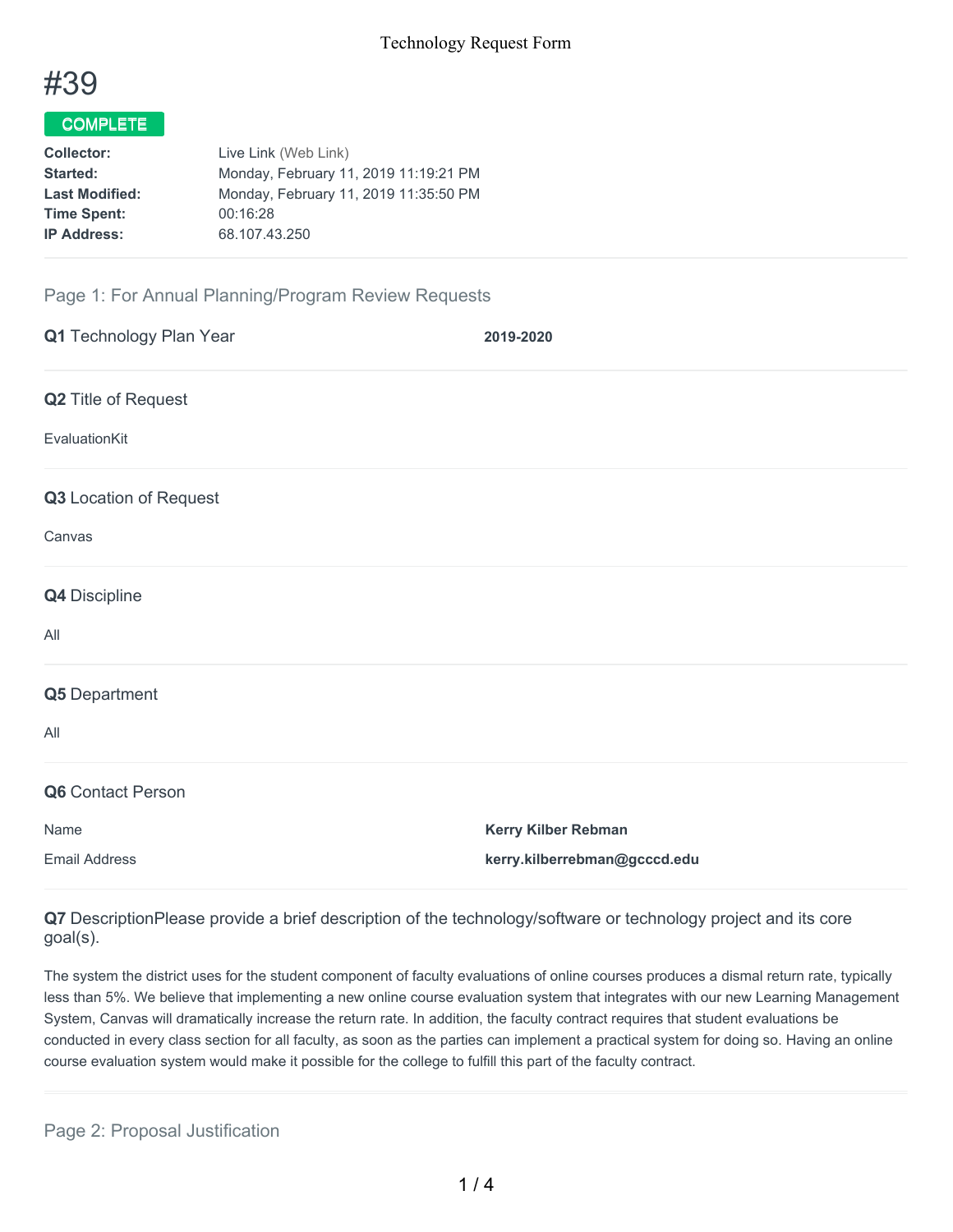Technology Request Form

# #39

**COMPLETE**

| | |
|---|---|
| **Collector:** | Live Link (Web Link) |
| **Started:** | Monday, February 11, 2019 11:19:21 PM |
| **Last Modified:** | Monday, February 11, 2019 11:35:50 PM |
| **Time Spent:** | 00:16:28 |
| **IP Address:** | 68.107.43.250 |

## Page 1: For Annual Planning/Program Review Requests

**Q1** Technology Plan Year **2019-2020**

**Q2** Title of Request

EvaluationKit

**Q3** Location of Request

Canvas

**Q4** Discipline

All

**Q5** Department

All

**Q6** Contact Person

| | |
|---|---|
| Name | **Kerry Kilber Rebman** |
| Email Address | **kerry.kilberrebman@gcccd.edu** |

**Q7** DescriptionPlease provide a brief description of the technology/software or technology project and its core goal(s).

The system the district uses for the student component of faculty evaluations of online courses produces a dismal return rate, typically less than 5%. We believe that implementing a new online course evaluation system that integrates with our new Learning Management System, Canvas will dramatically increase the return rate. In addition, the faculty contract requires that student evaluations be conducted in every class section for all faculty, as soon as the parties can implement a practical system for doing so. Having an online course evaluation system would make it possible for the college to fulfill this part of the faculty contract.

## Page 2: Proposal Justification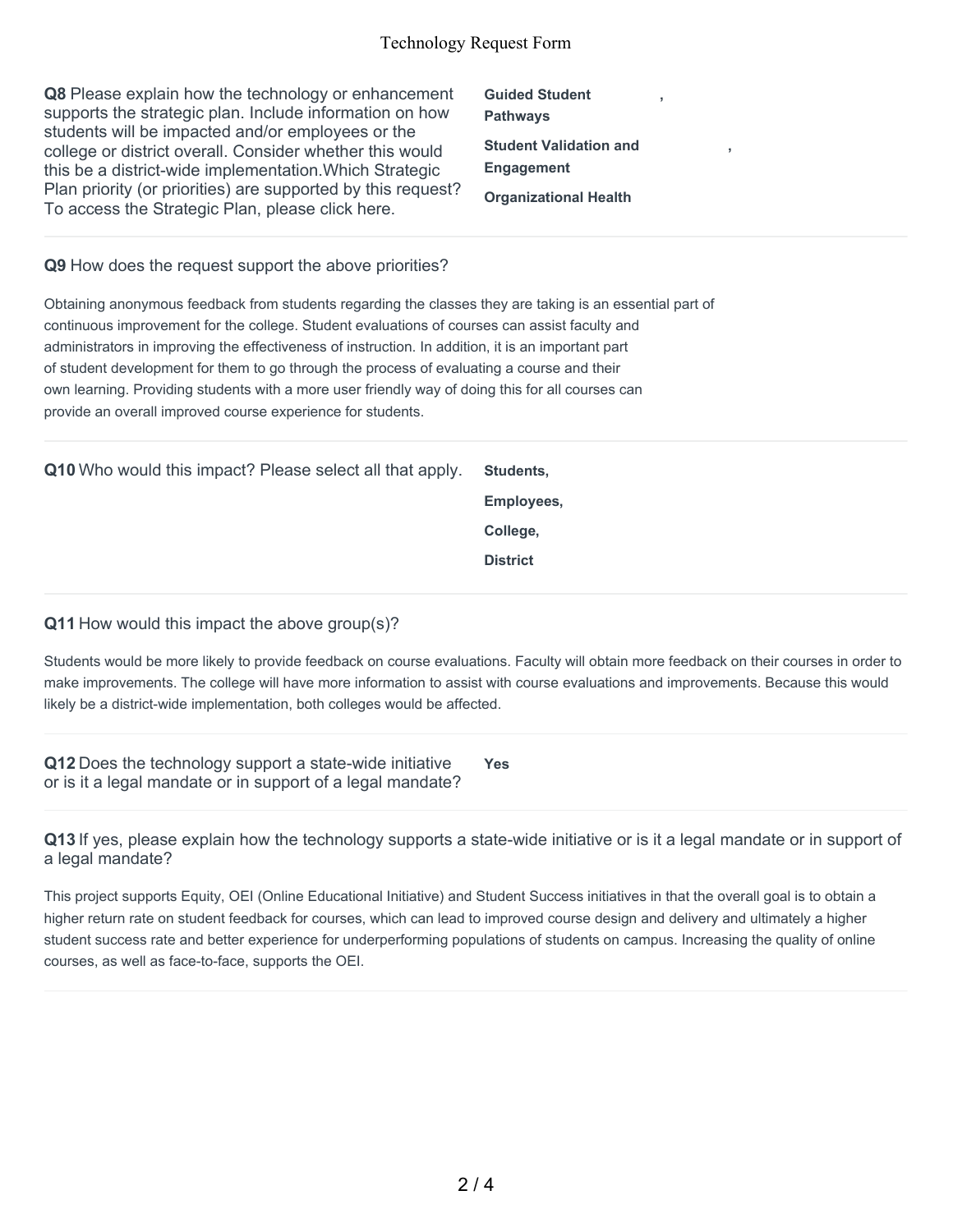**Q8** Please explain how the technology or enhancement supports the strategic plan. Include information on how students will be impacted and/or employees or the college or district overall. Consider whether this would this be a district-wide implementation.Which Strategic Plan priority (or priorities) are supported by this request? To access the Strategic Plan, please click here.

**Guided Student Pathways**,

**Student Validation and Engagement**,

**Organizational Health**

**Q9** How does the request support the above priorities?

Obtaining anonymous feedback from students regarding the classes they are taking is an essential part of continuous improvement for the college. Student evaluations of courses can assist faculty and administrators in improving the effectiveness of instruction. In addition, it is an important part of student development for them to go through the process of evaluating a course and their own learning. Providing students with a more user friendly way of doing this for all courses can provide an overall improved course experience for students.

**Q10** Who would this impact? Please select all that apply.

**Students,**

**Employees,**

**College,**

**District**

**Q11** How would this impact the above group(s)?

Students would be more likely to provide feedback on course evaluations. Faculty will obtain more feedback on their courses in order to make improvements. The college will have more information to assist with course evaluations and improvements. Because this would likely be a district-wide implementation, both colleges would be affected.

**Q12** Does the technology support a state-wide initiative or is it a legal mandate or in support of a legal mandate?

**Yes**

**Q13** If yes, please explain how the technology supports a state-wide initiative or is it a legal mandate or in support of a legal mandate?

This project supports Equity, OEI (Online Educational Initiative) and Student Success initiatives in that the overall goal is to obtain a higher return rate on student feedback for courses, which can lead to improved course design and delivery and ultimately a higher student success rate and better experience for underperforming populations of students on campus. Increasing the quality of online courses, as well as face-to-face, supports the OEI.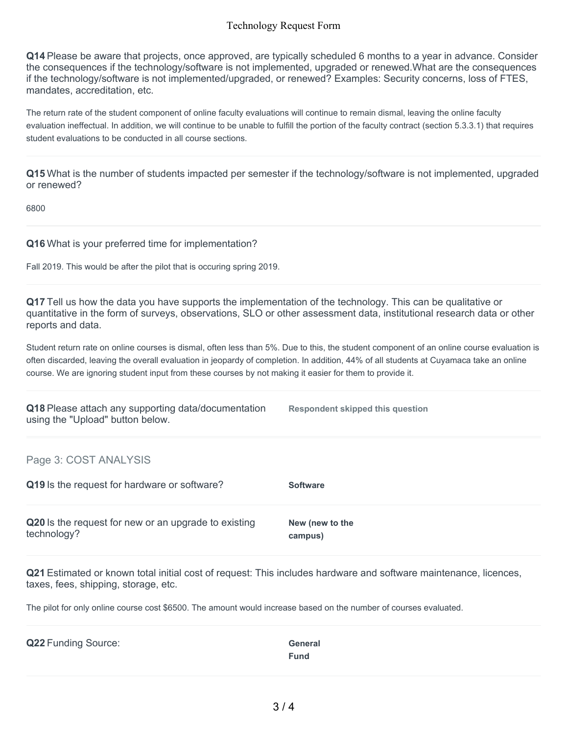**Q14** Please be aware that projects, once approved, are typically scheduled 6 months to a year in advance. Consider the consequences if the technology/software is not implemented, upgraded or renewed.What are the consequences if the technology/software is not implemented/upgraded, or renewed? Examples: Security concerns, loss of FTES, mandates, accreditation, etc.

The return rate of the student component of online faculty evaluations will continue to remain dismal, leaving the online faculty evaluation ineffectual. In addition, we will continue to be unable to fulfill the portion of the faculty contract (section 5.3.3.1) that requires student evaluations to be conducted in all course sections.

---

**Q15** What is the number of students impacted per semester if the technology/software is not implemented, upgraded or renewed?

6800

---

**Q16** What is your preferred time for implementation?

Fall 2019. This would be after the pilot that is occuring spring 2019.

---

**Q17** Tell us how the data you have supports the implementation of the technology. This can be qualitative or quantitative in the form of surveys, observations, SLO or other assessment data, institutional research data or other reports and data.

Student return rate on online courses is dismal, often less than 5%. Due to this, the student component of an online course evaluation is often discarded, leaving the overall evaluation in jeopardy of completion. In addition, 44% of all students at Cuyamaca take an online course. We are ignoring student input from these courses by not making it easier for them to provide it.

---

**Q18** Please attach any supporting data/documentation using the "Upload" button below.

**Respondent skipped this question**

---

## Page 3: COST ANALYSIS

**Q19** Is the request for hardware or software?

**Software**

---

**Q20** Is the request for new or an upgrade to existing technology?

**New (new to the campus)**

---

**Q21** Estimated or known total initial cost of request: This includes hardware and software maintenance, licences, taxes, fees, shipping, storage, etc.

The pilot for only online course cost $6500. The amount would increase based on the number of courses evaluated.

---

**Q22** Funding Source:

**General Fund**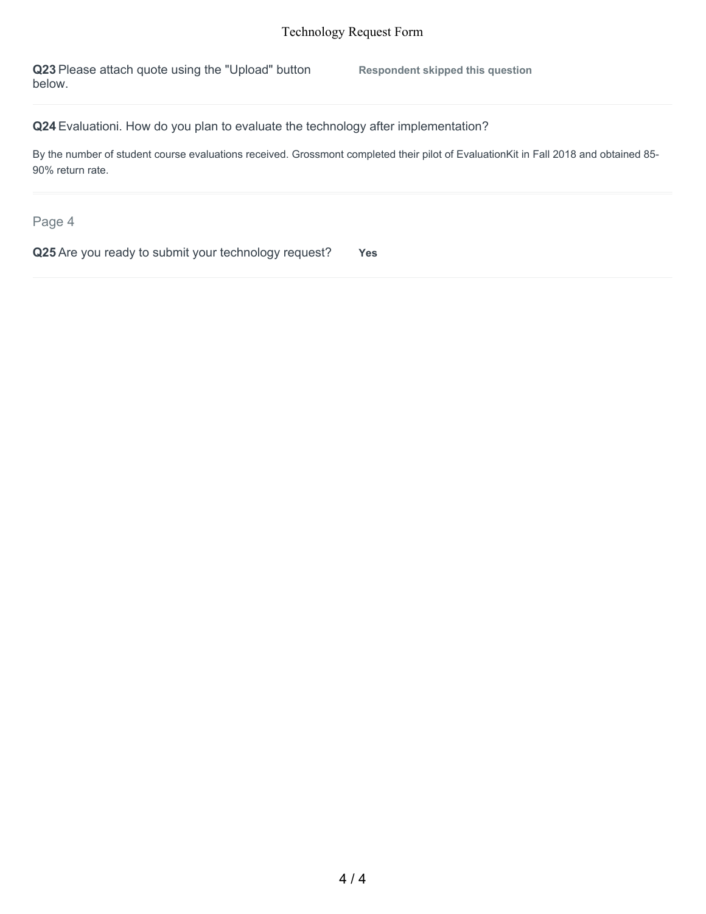**Q23** Please attach quote using the "Upload" button below.

**Respondent skipped this question**

**Q24** Evaluationi. How do you plan to evaluate the technology after implementation?

By the number of student course evaluations received. Grossmont completed their pilot of EvaluationKit in Fall 2018 and obtained 85-90% return rate.

## Page 4

**Q25** Are you ready to submit your technology request?

**Yes**